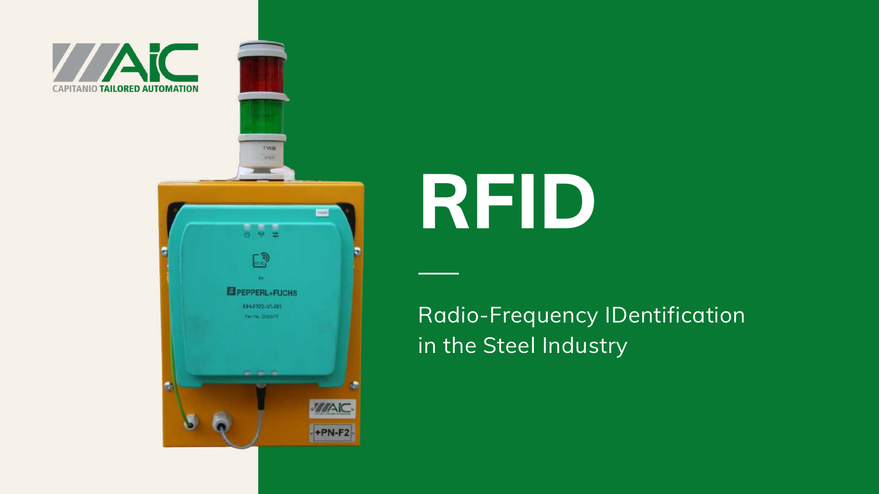# RFID

Radio-Frequency IDentification in the Steel Industry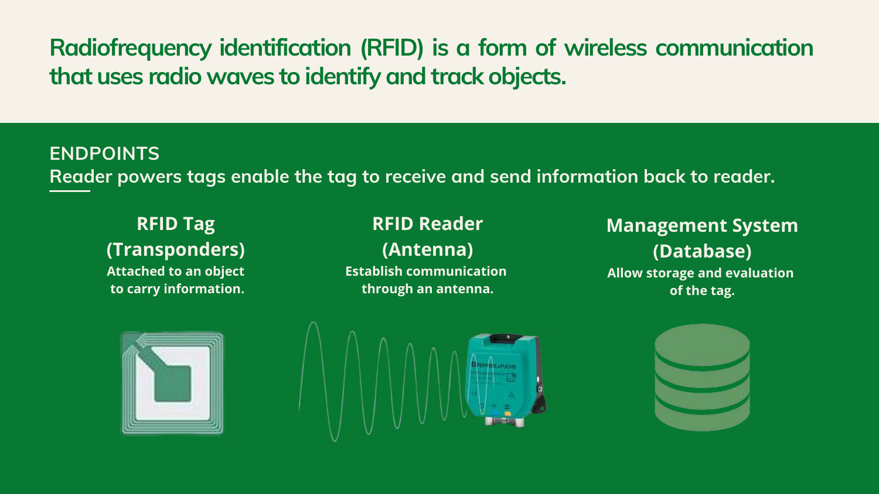# Radiofrequency identification (RFID) is a form of wireless communication that uses radio waves to identify and track objects.

## ENDPOINTS

**Reader powers tags enable the tag to receive and send information back to reader.**

### RFID Tag (Transponders)

**Attached to an object to carry information.**

### RFID Reader (Antenna)

**Establish communication through an antenna.**

### Management System (Database)

**Allow storage and evaluation of the tag.**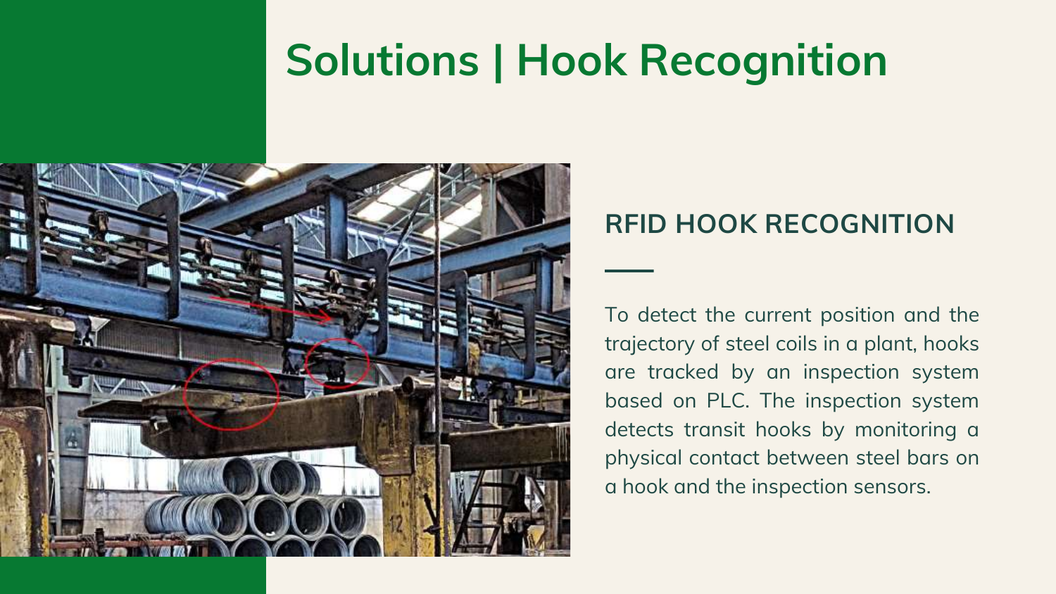# Solutions | Hook Recognition

## RFID HOOK RECOGNITION

To detect the current position and the trajectory of steel coils in a plant, hooks are tracked by an inspection system based on PLC. The inspection system detects transit hooks by monitoring a physical contact between steel bars on a hook and the inspection sensors.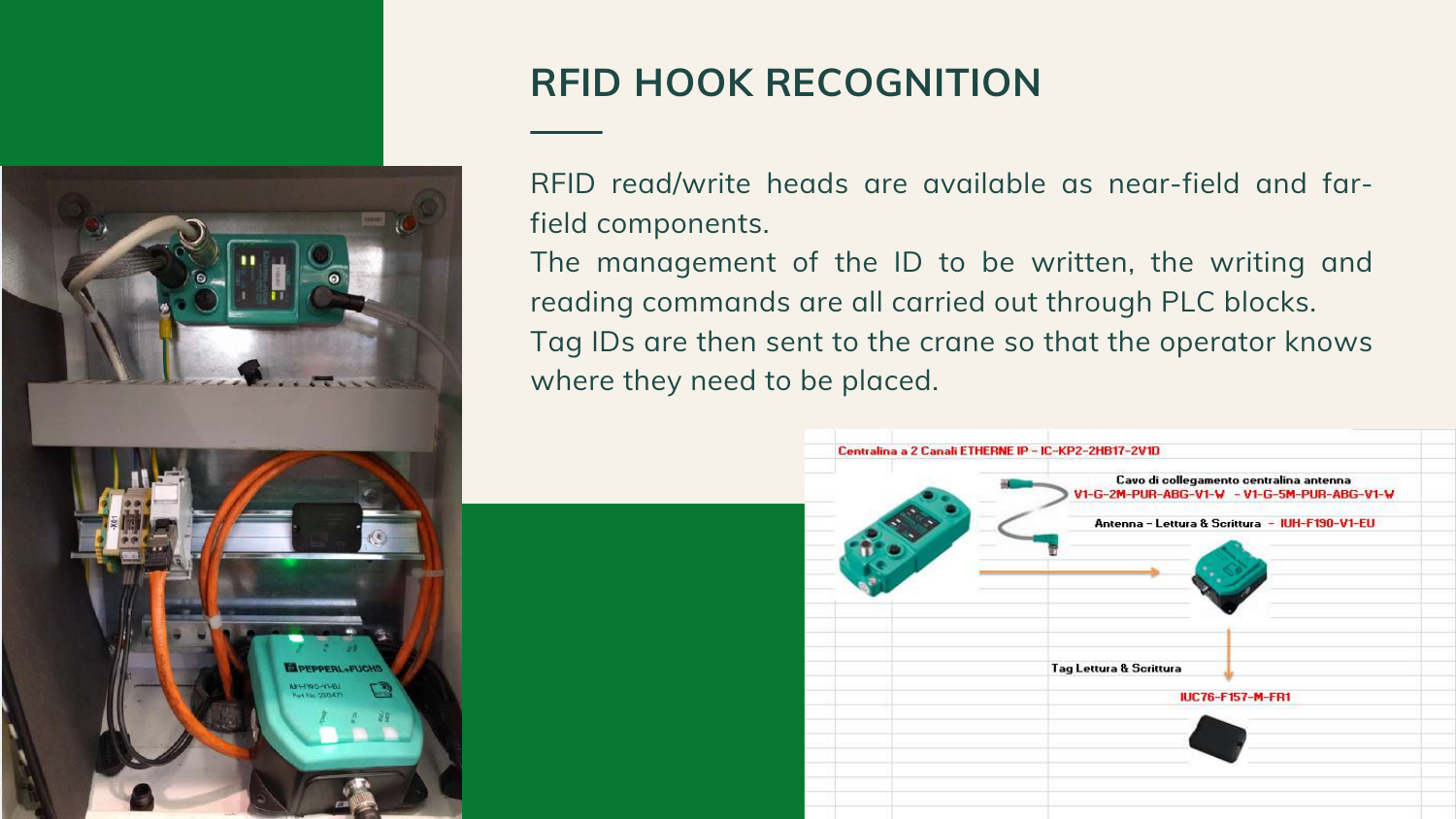# RFID HOOK RECOGNITION

RFID read/write heads are available as near-field and far-field components.

The management of the ID to be written, the writing and reading commands are all carried out through PLC blocks.

Tag IDs are then sent to the crane so that the operator knows where they need to be placed.

Centralina a 2 Canali ETHERNE IP – IC-KP2-2HB17-2V1D

Cavo di collegamento centralina antenna
V1-G-2M-PUR-ABG-V1-W – V1-G-5M-PUR-ABG-V1-W

Antenna – Lettura & Scrittura – IUH-F190-V1-EU

Tag Lettura & Scrittura

IUC76-F157-M-FR1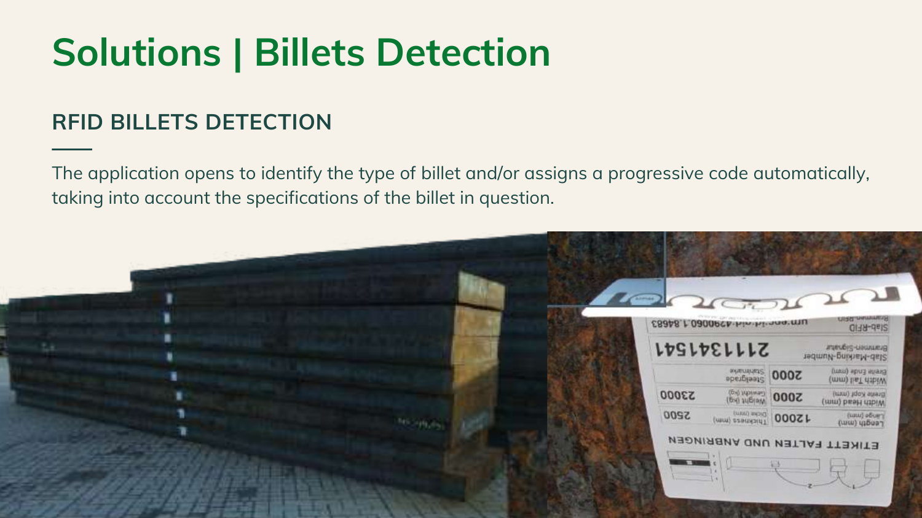# Solutions | Billets Detection

## RFID BILLETS DETECTION

The application opens to identify the type of billet and/or assigns a progressive code automatically, taking into account the specifications of the billet in question.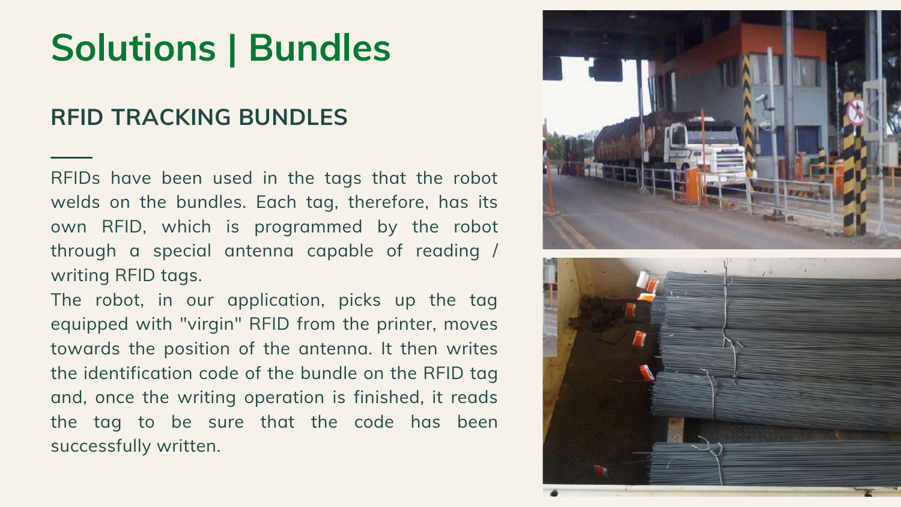# Solutions | Bundles

## RFID TRACKING BUNDLES

RFIDs have been used in the tags that the robot welds on the bundles. Each tag, therefore, has its own RFID, which is programmed by the robot through a special antenna capable of reading / writing RFID tags.

The robot, in our application, picks up the tag equipped with "virgin" RFID from the printer, moves towards the position of the antenna. It then writes the identification code of the bundle on the RFID tag and, once the writing operation is finished, it reads the tag to be sure that the code has been successfully written.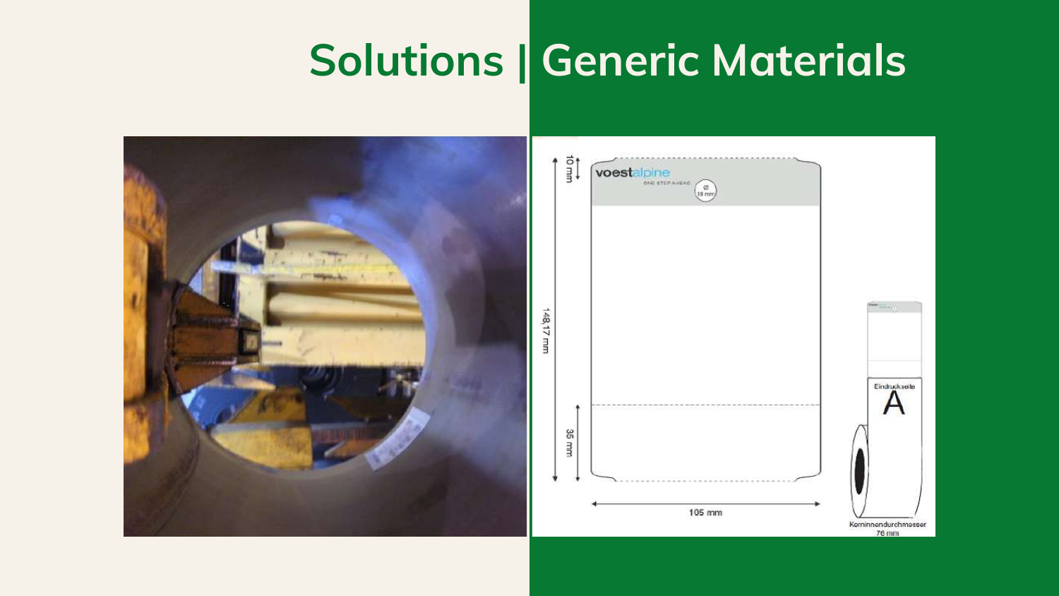# Solutions | Generic Materials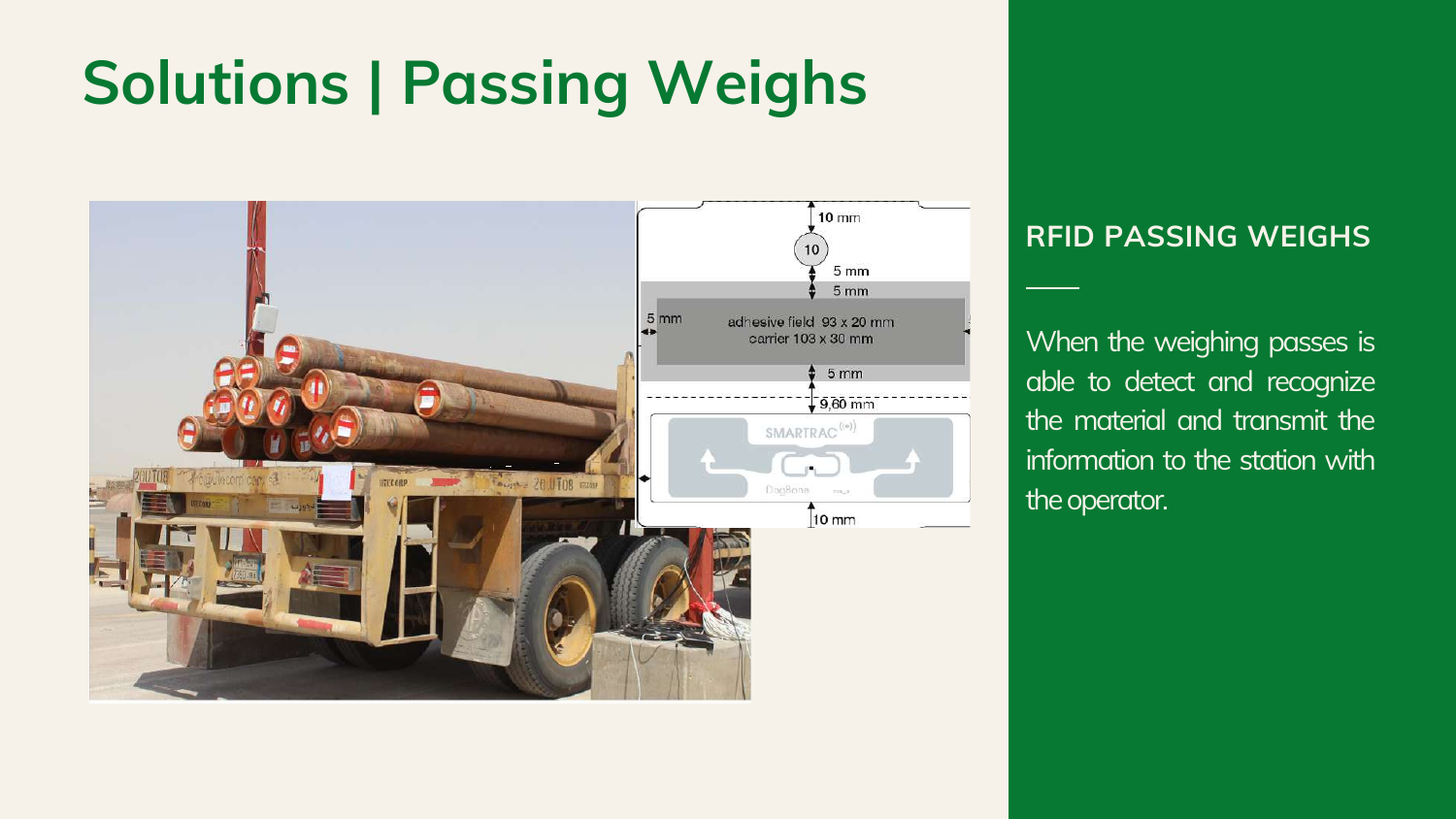# Solutions | Passing Weighs

## RFID PASSING WEIGHS

When the weighing passes is able to detect and recognize the material and transmit the information to the station with the operator.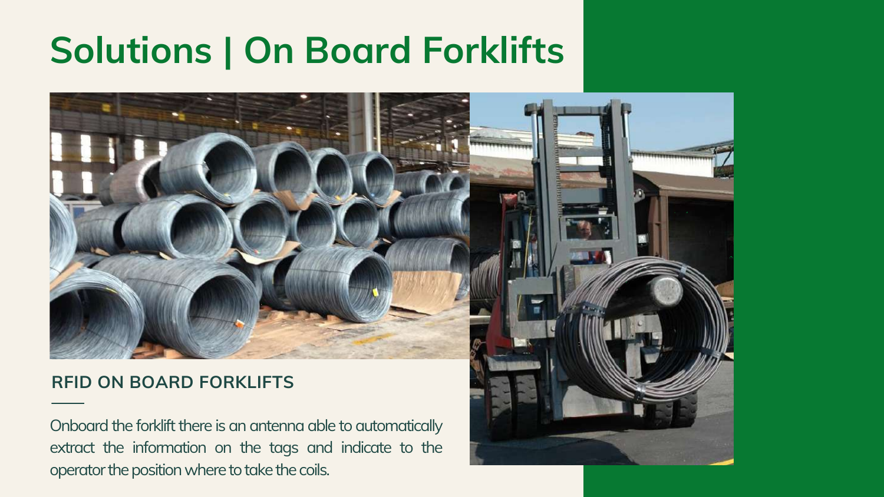# Solutions | On Board Forklifts

### RFID ON BOARD FORKLIFTS

Onboard the forklift there is an antenna able to automatically extract the information on the tags and indicate to the operator the position where to take the coils.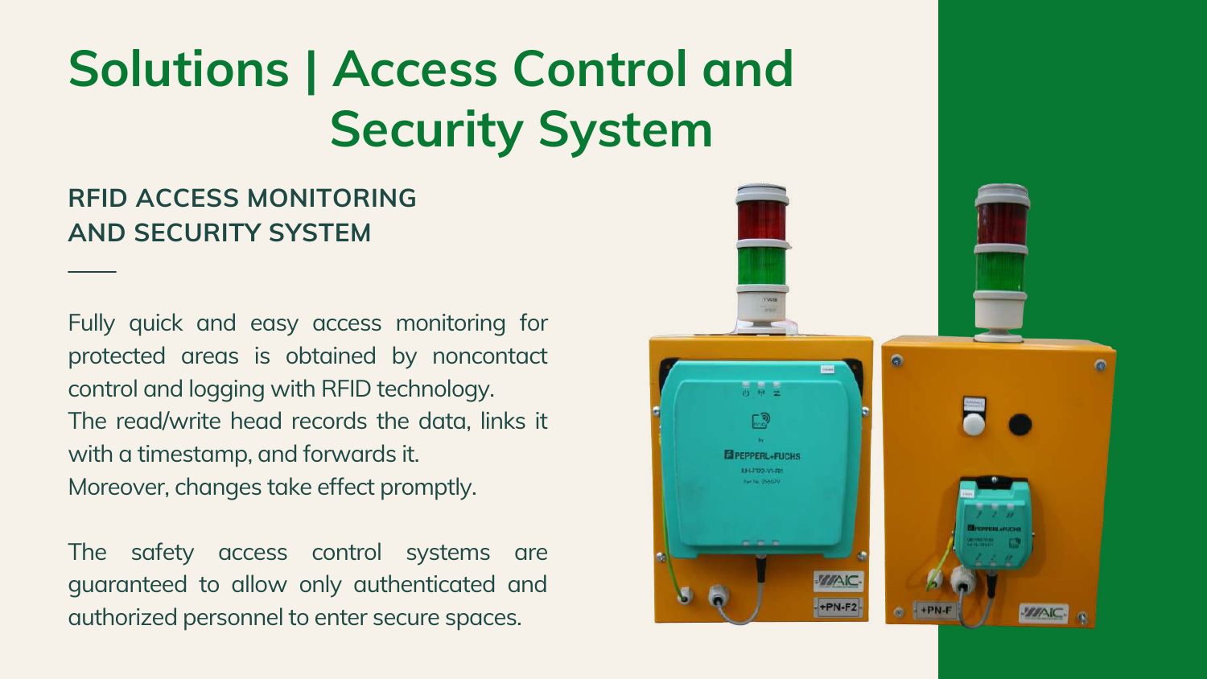# Solutions | Access Control and Security System

## RFID ACCESS MONITORING AND SECURITY SYSTEM

Fully quick and easy access monitoring for protected areas is obtained by noncontact control and logging with RFID technology.
The read/write head records the data, links it with a timestamp, and forwards it.
Moreover, changes take effect promptly.

The safety access control systems are guaranteed to allow only authenticated and authorized personnel to enter secure spaces.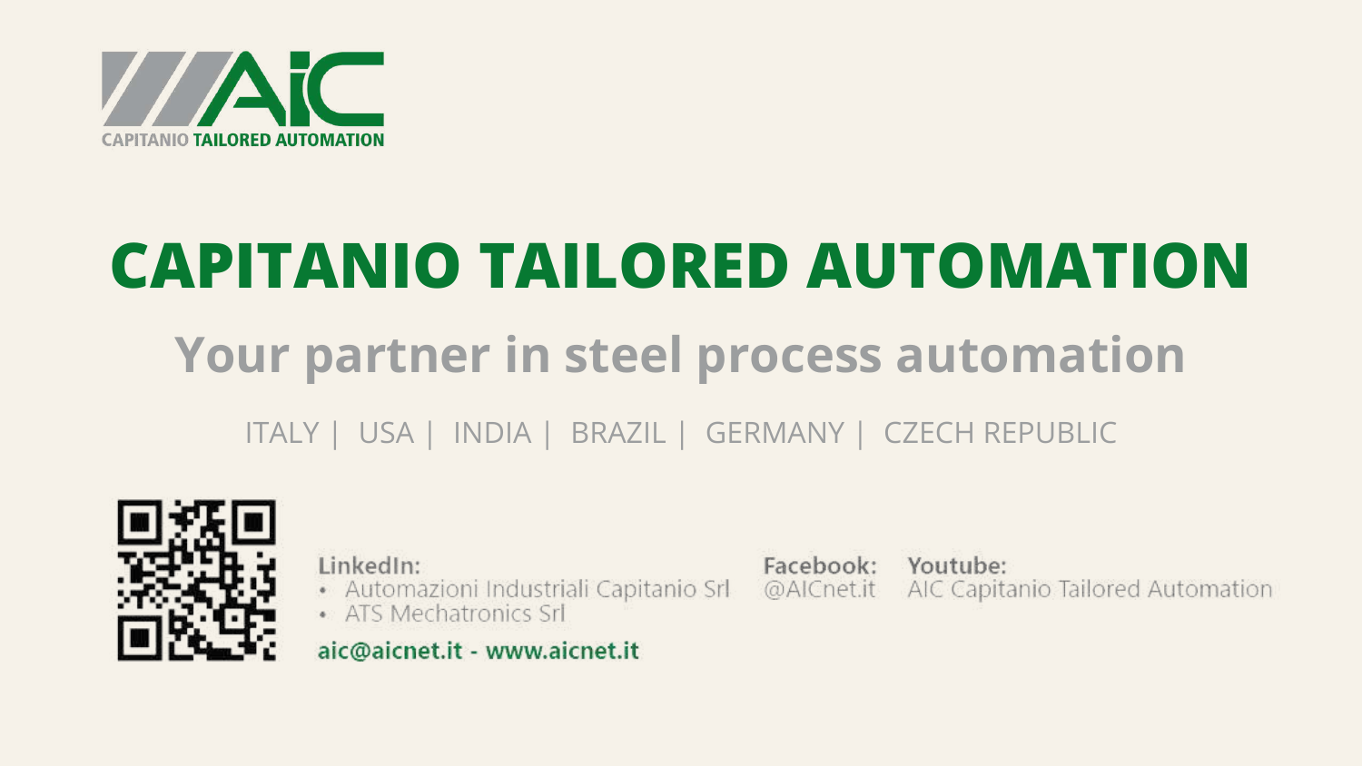AIC

CAPITANIO TAILORED AUTOMATION

# CAPITANIO TAILORED AUTOMATION

## Your partner in steel process automation

ITALY | USA | INDIA | BRAZIL | GERMANY | CZECH REPUBLIC

LinkedIn:
- Automazioni Industriali Capitanio Srl
- ATS Mechatronics Srl

Facebook:
@AICnet.it

Youtube:
AIC Capitanio Tailored Automation

aic@aicnet.it - www.aicnet.it